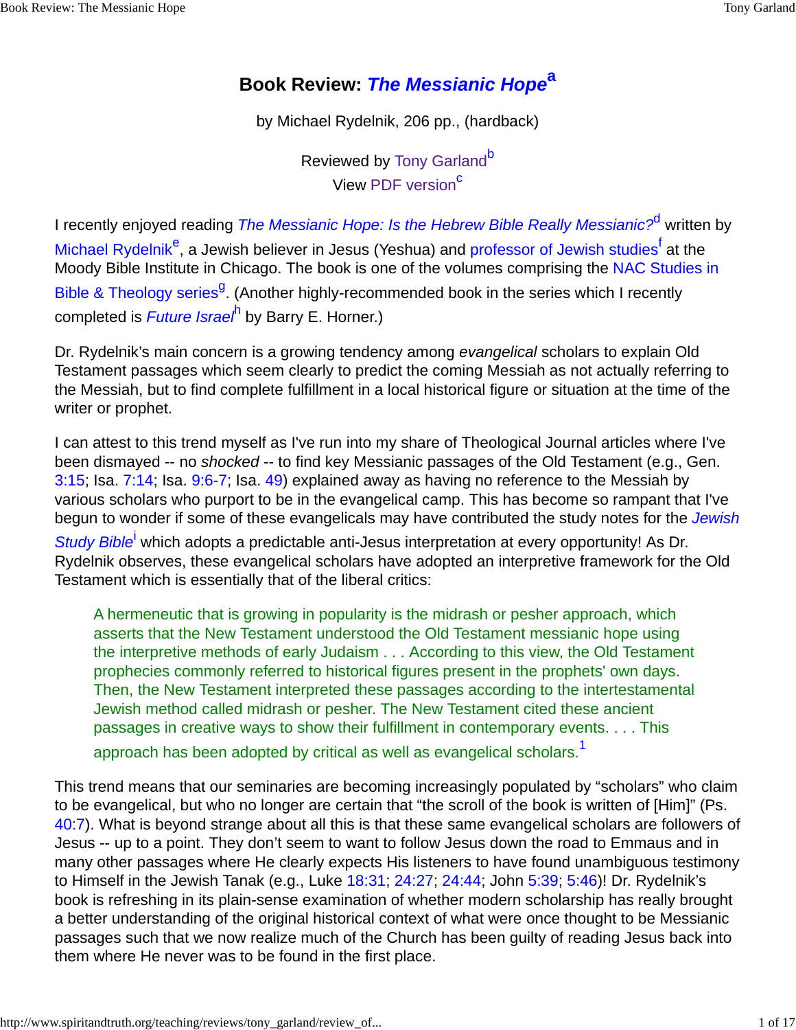# Book Review: *The Messianic Hope*[a]

by Michael Rydelnik, 206 pp., (hardback)

Reviewed by Tony Garland[b]
View PDF version[c]

I recently enjoyed reading *The Messianic Hope: Is the Hebrew Bible Really Messianic?*[d] written by Michael Rydelnik[e], a Jewish believer in Jesus (Yeshua) and professor of Jewish studies[f] at the Moody Bible Institute in Chicago. The book is one of the volumes comprising the NAC Studies in Bible & Theology series[g]. (Another highly-recommended book in the series which I recently completed is *Future Israel*[h] by Barry E. Horner.)

Dr. Rydelnik's main concern is a growing tendency among *evangelical* scholars to explain Old Testament passages which seem clearly to predict the coming Messiah as not actually referring to the Messiah, but to find complete fulfillment in a local historical figure or situation at the time of the writer or prophet.

I can attest to this trend myself as I've run into my share of Theological Journal articles where I've been dismayed -- no *shocked* -- to find key Messianic passages of the Old Testament (e.g., Gen. 3:15; Isa. 7:14; Isa. 9:6-7; Isa. 49) explained away as having no reference to the Messiah by various scholars who purport to be in the evangelical camp. This has become so rampant that I've begun to wonder if some of these evangelicals may have contributed the study notes for the *Jewish Study Bible*[i] which adopts a predictable anti-Jesus interpretation at every opportunity! As Dr. Rydelnik observes, these evangelical scholars have adopted an interpretive framework for the Old Testament which is essentially that of the liberal critics:

> A hermeneutic that is growing in popularity is the midrash or pesher approach, which asserts that the New Testament understood the Old Testament messianic hope using the interpretive methods of early Judaism . . . According to this view, the Old Testament prophecies commonly referred to historical figures present in the prophets' own days. Then, the New Testament interpreted these passages according to the intertestamental Jewish method called midrash or pesher. The New Testament cited these ancient passages in creative ways to show their fulfillment in contemporary events. . . . This approach has been adopted by critical as well as evangelical scholars.[1]

This trend means that our seminaries are becoming increasingly populated by "scholars" who claim to be evangelical, but who no longer are certain that "the scroll of the book is written of [Him]" (Ps. 40:7). What is beyond strange about all this is that these same evangelical scholars are followers of Jesus -- up to a point. They don't seem to want to follow Jesus down the road to Emmaus and in many other passages where He clearly expects His listeners to have found unambiguous testimony to Himself in the Jewish Tanak (e.g., Luke 18:31; 24:27; 24:44; John 5:39; 5:46)! Dr. Rydelnik's book is refreshing in its plain-sense examination of whether modern scholarship has really brought a better understanding of the original historical context of what were once thought to be Messianic passages such that we now realize much of the Church has been guilty of reading Jesus back into them where He never was to be found in the first place.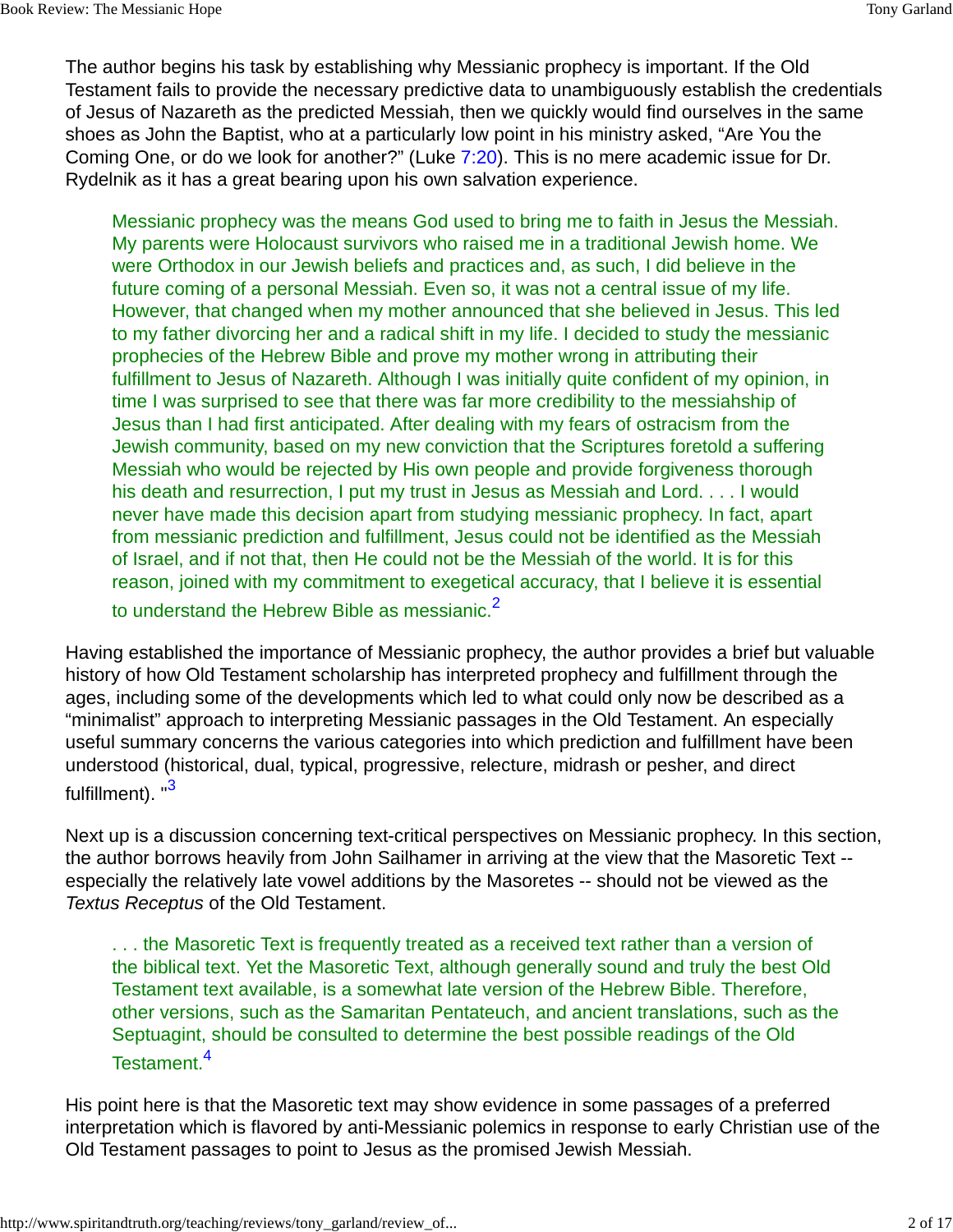The author begins his task by establishing why Messianic prophecy is important. If the Old Testament fails to provide the necessary predictive data to unambiguously establish the credentials of Jesus of Nazareth as the predicted Messiah, then we quickly would find ourselves in the same shoes as John the Baptist, who at a particularly low point in his ministry asked, “Are You the Coming One, or do we look for another?” (Luke 7:20). This is no mere academic issue for Dr. Rydelnik as it has a great bearing upon his own salvation experience.

> Messianic prophecy was the means God used to bring me to faith in Jesus the Messiah. My parents were Holocaust survivors who raised me in a traditional Jewish home. We were Orthodox in our Jewish beliefs and practices and, as such, I did believe in the future coming of a personal Messiah. Even so, it was not a central issue of my life. However, that changed when my mother announced that she believed in Jesus. This led to my father divorcing her and a radical shift in my life. I decided to study the messianic prophecies of the Hebrew Bible and prove my mother wrong in attributing their fulfillment to Jesus of Nazareth. Although I was initially quite confident of my opinion, in time I was surprised to see that there was far more credibility to the messiahship of Jesus than I had first anticipated. After dealing with my fears of ostracism from the Jewish community, based on my new conviction that the Scriptures foretold a suffering Messiah who would be rejected by His own people and provide forgiveness thorough his death and resurrection, I put my trust in Jesus as Messiah and Lord. . . . I would never have made this decision apart from studying messianic prophecy. In fact, apart from messianic prediction and fulfillment, Jesus could not be identified as the Messiah of Israel, and if not that, then He could not be the Messiah of the world. It is for this reason, joined with my commitment to exegetical accuracy, that I believe it is essential to understand the Hebrew Bible as messianic.[2]

Having established the importance of Messianic prophecy, the author provides a brief but valuable history of how Old Testament scholarship has interpreted prophecy and fulfillment through the ages, including some of the developments which led to what could only now be described as a “minimalist” approach to interpreting Messianic passages in the Old Testament. An especially useful summary concerns the various categories into which prediction and fulfillment have been understood (historical, dual, typical, progressive, relecture, midrash or pesher, and direct fulfillment). "[3]

Next up is a discussion concerning text-critical perspectives on Messianic prophecy. In this section, the author borrows heavily from John Sailhamer in arriving at the view that the Masoretic Text -- especially the relatively late vowel additions by the Masoretes -- should not be viewed as the *Textus Receptus* of the Old Testament.

> . . . the Masoretic Text is frequently treated as a received text rather than a version of the biblical text. Yet the Masoretic Text, although generally sound and truly the best Old Testament text available, is a somewhat late version of the Hebrew Bible. Therefore, other versions, such as the Samaritan Pentateuch, and ancient translations, such as the Septuagint, should be consulted to determine the best possible readings of the Old Testament.[4]

His point here is that the Masoretic text may show evidence in some passages of a preferred interpretation which is flavored by anti-Messianic polemics in response to early Christian use of the Old Testament passages to point to Jesus as the promised Jewish Messiah.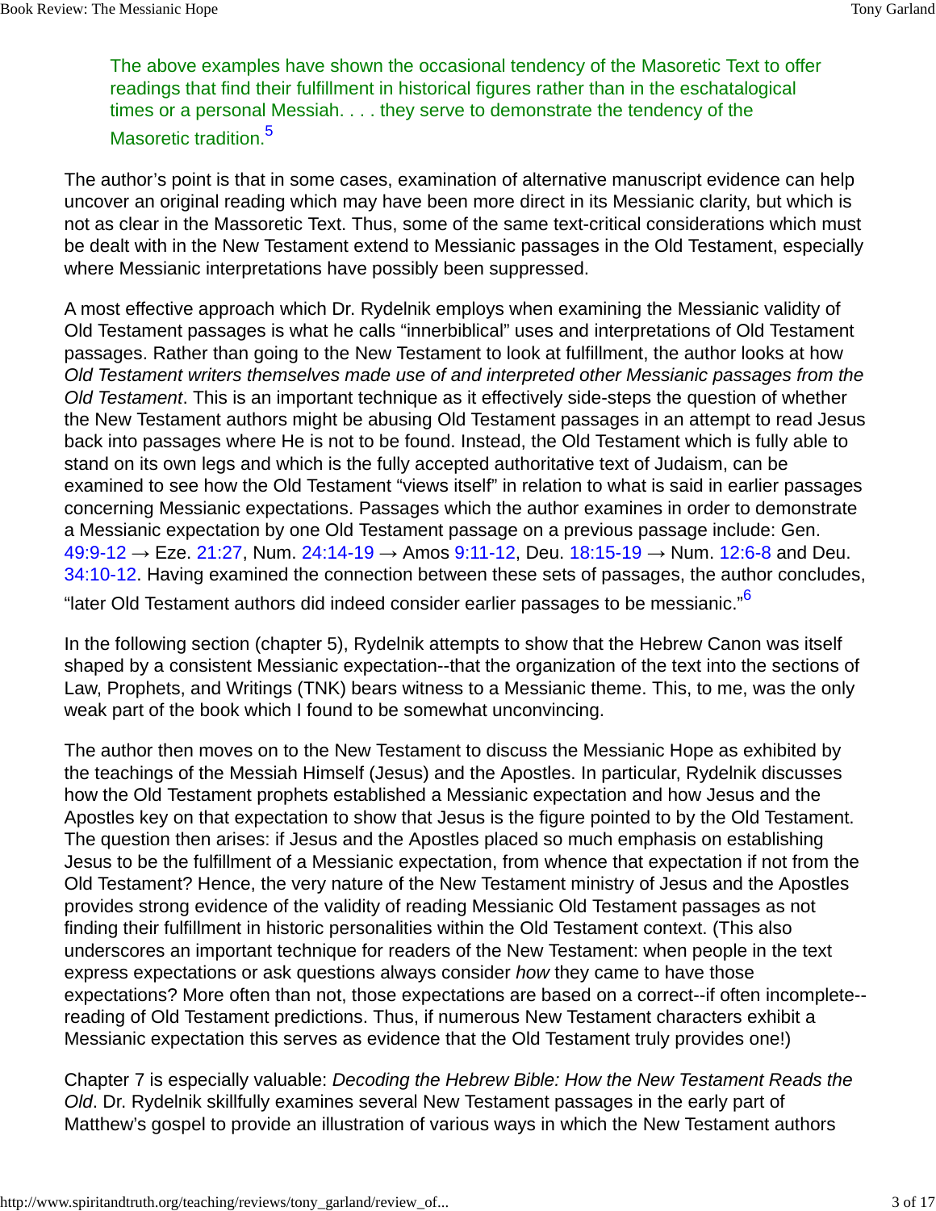> The above examples have shown the occasional tendency of the Masoretic Text to offer readings that find their fulfillment in historical figures rather than in the eschatological times or a personal Messiah. . . . they serve to demonstrate the tendency of the Masoretic tradition.[5]

The author's point is that in some cases, examination of alternative manuscript evidence can help uncover an original reading which may have been more direct in its Messianic clarity, but which is not as clear in the Massoretic Text. Thus, some of the same text-critical considerations which must be dealt with in the New Testament extend to Messianic passages in the Old Testament, especially where Messianic interpretations have possibly been suppressed.

A most effective approach which Dr. Rydelnik employs when examining the Messianic validity of Old Testament passages is what he calls "innerbiblical" uses and interpretations of Old Testament passages. Rather than going to the New Testament to look at fulfillment, the author looks at how *Old Testament writers themselves made use of and interpreted other Messianic passages from the Old Testament*. This is an important technique as it effectively side-steps the question of whether the New Testament authors might be abusing Old Testament passages in an attempt to read Jesus back into passages where He is not to be found. Instead, the Old Testament which is fully able to stand on its own legs and which is the fully accepted authoritative text of Judaism, can be examined to see how the Old Testament "views itself" in relation to what is said in earlier passages concerning Messianic expectations. Passages which the author examines in order to demonstrate a Messianic expectation by one Old Testament passage on a previous passage include: Gen. 49:9-12 → Eze. 21:27, Num. 24:14-19 → Amos 9:11-12, Deu. 18:15-19 → Num. 12:6-8 and Deu. 34:10-12. Having examined the connection between these sets of passages, the author concludes, "later Old Testament authors did indeed consider earlier passages to be messianic."[6]

In the following section (chapter 5), Rydelnik attempts to show that the Hebrew Canon was itself shaped by a consistent Messianic expectation--that the organization of the text into the sections of Law, Prophets, and Writings (TNK) bears witness to a Messianic theme. This, to me, was the only weak part of the book which I found to be somewhat unconvincing.

The author then moves on to the New Testament to discuss the Messianic Hope as exhibited by the teachings of the Messiah Himself (Jesus) and the Apostles. In particular, Rydelnik discusses how the Old Testament prophets established a Messianic expectation and how Jesus and the Apostles key on that expectation to show that Jesus is the figure pointed to by the Old Testament. The question then arises: if Jesus and the Apostles placed so much emphasis on establishing Jesus to be the fulfillment of a Messianic expectation, from whence that expectation if not from the Old Testament? Hence, the very nature of the New Testament ministry of Jesus and the Apostles provides strong evidence of the validity of reading Messianic Old Testament passages as not finding their fulfillment in historic personalities within the Old Testament context. (This also underscores an important technique for readers of the New Testament: when people in the text express expectations or ask questions always consider *how* they came to have those expectations? More often than not, those expectations are based on a correct--if often incomplete--reading of Old Testament predictions. Thus, if numerous New Testament characters exhibit a Messianic expectation this serves as evidence that the Old Testament truly provides one!)

Chapter 7 is especially valuable: *Decoding the Hebrew Bible: How the New Testament Reads the Old*. Dr. Rydelnik skillfully examines several New Testament passages in the early part of Matthew's gospel to provide an illustration of various ways in which the New Testament authors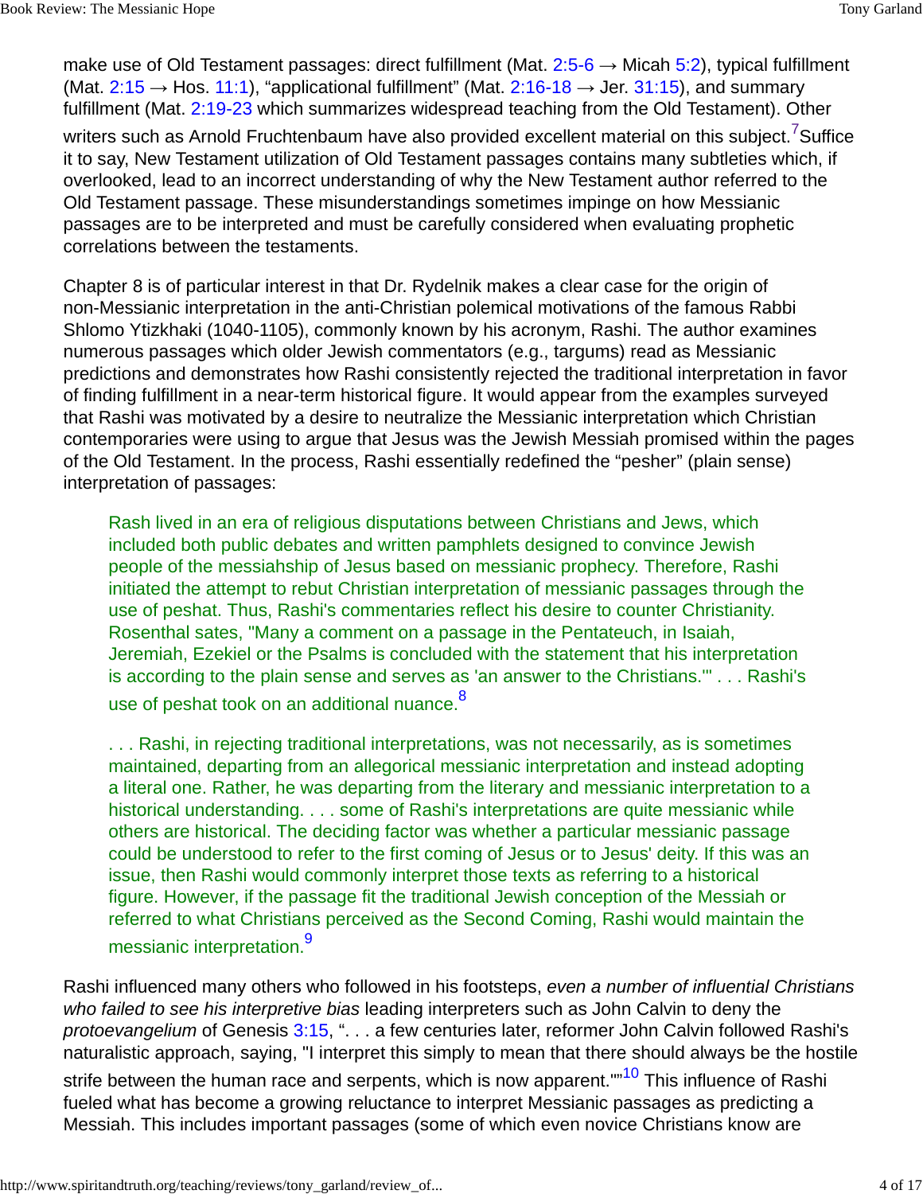make use of Old Testament passages: direct fulfillment (Mat. 2:5-6 → Micah 5:2), typical fulfillment (Mat. 2:15 → Hos. 11:1), "applicational fulfillment" (Mat. 2:16-18 → Jer. 31:15), and summary fulfillment (Mat. 2:19-23 which summarizes widespread teaching from the Old Testament). Other writers such as Arnold Fruchtenbaum have also provided excellent material on this subject.[7] Suffice it to say, New Testament utilization of Old Testament passages contains many subtleties which, if overlooked, lead to an incorrect understanding of why the New Testament author referred to the Old Testament passage. These misunderstandings sometimes impinge on how Messianic passages are to be interpreted and must be carefully considered when evaluating prophetic correlations between the testaments.

Chapter 8 is of particular interest in that Dr. Rydelnik makes a clear case for the origin of non-Messianic interpretation in the anti-Christian polemical motivations of the famous Rabbi Shlomo Ytizkhaki (1040-1105), commonly known by his acronym, Rashi. The author examines numerous passages which older Jewish commentators (e.g., targums) read as Messianic predictions and demonstrates how Rashi consistently rejected the traditional interpretation in favor of finding fulfillment in a near-term historical figure. It would appear from the examples surveyed that Rashi was motivated by a desire to neutralize the Messianic interpretation which Christian contemporaries were using to argue that Jesus was the Jewish Messiah promised within the pages of the Old Testament. In the process, Rashi essentially redefined the "pesher" (plain sense) interpretation of passages:

> Rash lived in an era of religious disputations between Christians and Jews, which included both public debates and written pamphlets designed to convince Jewish people of the messiahship of Jesus based on messianic prophecy. Therefore, Rashi initiated the attempt to rebut Christian interpretation of messianic passages through the use of peshat. Thus, Rashi's commentaries reflect his desire to counter Christianity. Rosenthal sates, "Many a comment on a passage in the Pentateuch, in Isaiah, Jeremiah, Ezekiel or the Psalms is concluded with the statement that his interpretation is according to the plain sense and serves as 'an answer to the Christians.'" . . . Rashi's use of peshat took on an additional nuance.[8]
>
> . . . Rashi, in rejecting traditional interpretations, was not necessarily, as is sometimes maintained, departing from an allegorical messianic interpretation and instead adopting a literal one. Rather, he was departing from the literary and messianic interpretation to a historical understanding. . . . some of Rashi's interpretations are quite messianic while others are historical. The deciding factor was whether a particular messianic passage could be understood to refer to the first coming of Jesus or to Jesus' deity. If this was an issue, then Rashi would commonly interpret those texts as referring to a historical figure. However, if the passage fit the traditional Jewish conception of the Messiah or referred to what Christians perceived as the Second Coming, Rashi would maintain the messianic interpretation.[9]

Rashi influenced many others who followed in his footsteps, *even a number of influential Christians who failed to see his interpretive bias* leading interpreters such as John Calvin to deny the *protoevangelium* of Genesis 3:15, ". . . a few centuries later, reformer John Calvin followed Rashi's naturalistic approach, saying, "I interpret this simply to mean that there should always be the hostile strife between the human race and serpents, which is now apparent.""[10] This influence of Rashi fueled what has become a growing reluctance to interpret Messianic passages as predicting a Messiah. This includes important passages (some of which even novice Christians know are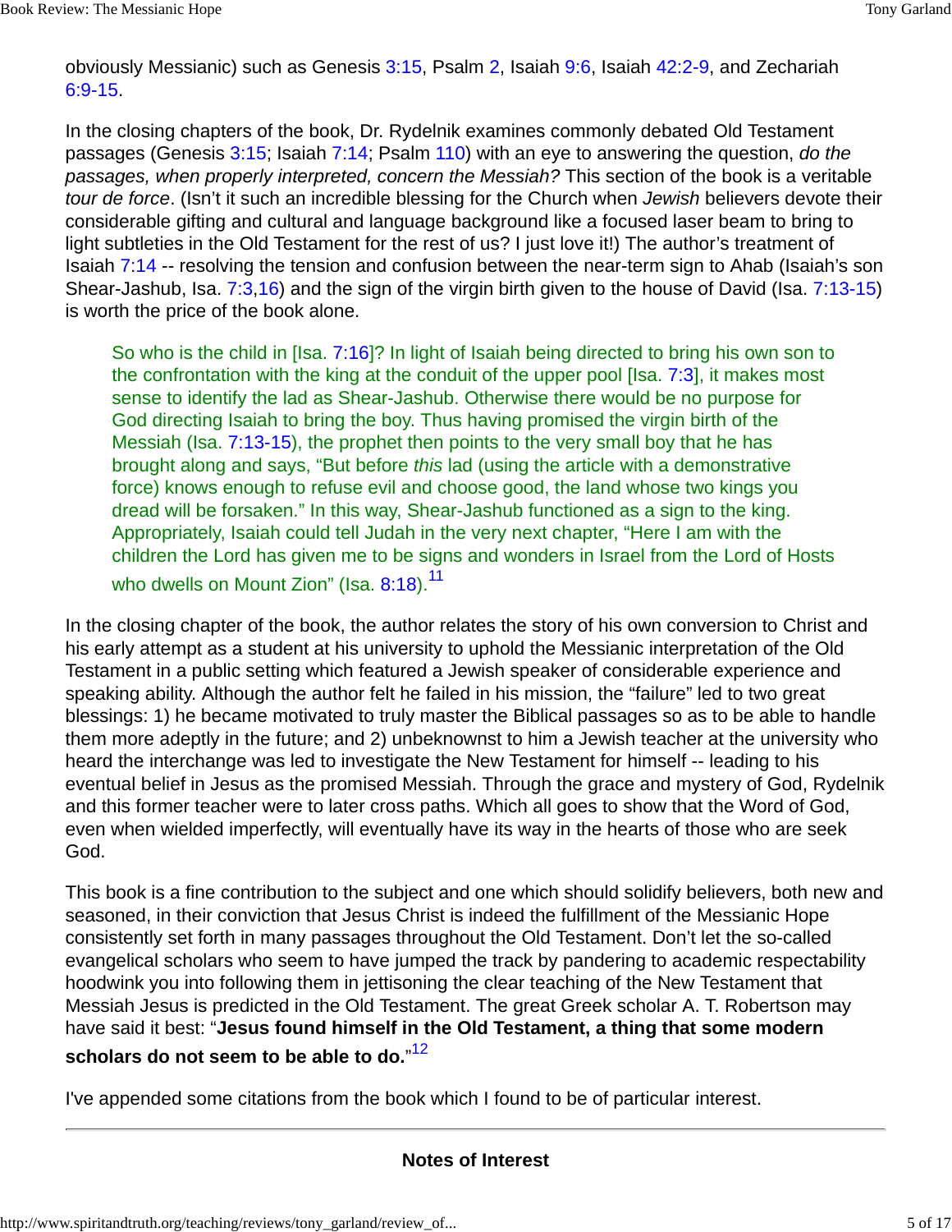obviously Messianic) such as Genesis 3:15, Psalm 2, Isaiah 9:6, Isaiah 42:2-9, and Zechariah 6:9-15.

In the closing chapters of the book, Dr. Rydelnik examines commonly debated Old Testament passages (Genesis 3:15; Isaiah 7:14; Psalm 110) with an eye to answering the question, *do the passages, when properly interpreted, concern the Messiah?* This section of the book is a veritable *tour de force*. (Isn't it such an incredible blessing for the Church when *Jewish* believers devote their considerable gifting and cultural and language background like a focused laser beam to bring to light subtleties in the Old Testament for the rest of us? I just love it!) The author's treatment of Isaiah 7:14 -- resolving the tension and confusion between the near-term sign to Ahab (Isaiah's son Shear-Jashub, Isa. 7:3,16) and the sign of the virgin birth given to the house of David (Isa. 7:13-15) is worth the price of the book alone.

> So who is the child in [Isa. 7:16]? In light of Isaiah being directed to bring his own son to the confrontation with the king at the conduit of the upper pool [Isa. 7:3], it makes most sense to identify the lad as Shear-Jashub. Otherwise there would be no purpose for God directing Isaiah to bring the boy. Thus having promised the virgin birth of the Messiah (Isa. 7:13-15), the prophet then points to the very small boy that he has brought along and says, "But before *this* lad (using the article with a demonstrative force) knows enough to refuse evil and choose good, the land whose two kings you dread will be forsaken." In this way, Shear-Jashub functioned as a sign to the king. Appropriately, Isaiah could tell Judah in the very next chapter, "Here I am with the children the Lord has given me to be signs and wonders in Israel from the Lord of Hosts who dwells on Mount Zion" (Isa. 8:18).[11]

In the closing chapter of the book, the author relates the story of his own conversion to Christ and his early attempt as a student at his university to uphold the Messianic interpretation of the Old Testament in a public setting which featured a Jewish speaker of considerable experience and speaking ability. Although the author felt he failed in his mission, the "failure" led to two great blessings: 1) he became motivated to truly master the Biblical passages so as to be able to handle them more adeptly in the future; and 2) unbeknownst to him a Jewish teacher at the university who heard the interchange was led to investigate the New Testament for himself -- leading to his eventual belief in Jesus as the promised Messiah. Through the grace and mystery of God, Rydelnik and this former teacher were to later cross paths. Which all goes to show that the Word of God, even when wielded imperfectly, will eventually have its way in the hearts of those who are seek God.

This book is a fine contribution to the subject and one which should solidify believers, both new and seasoned, in their conviction that Jesus Christ is indeed the fulfillment of the Messianic Hope consistently set forth in many passages throughout the Old Testament. Don't let the so-called evangelical scholars who seem to have jumped the track by pandering to academic respectability hoodwink you into following them in jettisoning the clear teaching of the New Testament that Messiah Jesus is predicted in the Old Testament. The great Greek scholar A. T. Robertson may have said it best: "**Jesus found himself in the Old Testament, a thing that some modern scholars do not seem to be able to do.**"[12]

I've appended some citations from the book which I found to be of particular interest.

---

## Notes of Interest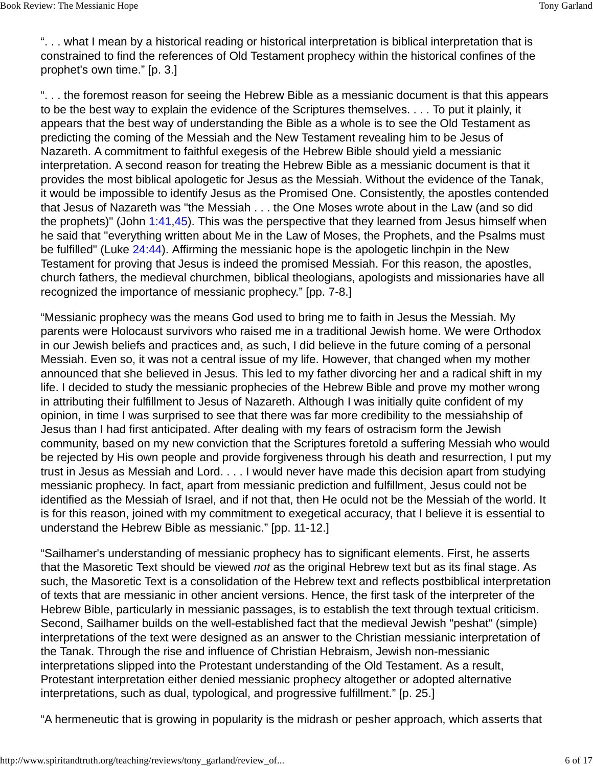“. . . what I mean by a historical reading or historical interpretation is biblical interpretation that is constrained to find the references of Old Testament prophecy within the historical confines of the prophet's own time.” [p. 3.]

“. . . the foremost reason for seeing the Hebrew Bible as a messianic document is that this appears to be the best way to explain the evidence of the Scriptures themselves. . . . To put it plainly, it appears that the best way of understanding the Bible as a whole is to see the Old Testament as predicting the coming of the Messiah and the New Testament revealing him to be Jesus of Nazareth. A commitment to faithful exegesis of the Hebrew Bible should yield a messianic interpretation. A second reason for treating the Hebrew Bible as a messianic document is that it provides the most biblical apologetic for Jesus as the Messiah. Without the evidence of the Tanak, it would be impossible to identify Jesus as the Promised One. Consistently, the apostles contended that Jesus of Nazareth was "the Messiah . . . the One Moses wrote about in the Law (and so did the prophets)" (John 1:41,45). This was the perspective that they learned from Jesus himself when he said that "everything written about Me in the Law of Moses, the Prophets, and the Psalms must be fulfilled" (Luke 24:44). Affirming the messianic hope is the apologetic linchpin in the New Testament for proving that Jesus is indeed the promised Messiah. For this reason, the apostles, church fathers, the medieval churchmen, biblical theologians, apologists and missionaries have all recognized the importance of messianic prophecy.” [pp. 7-8.]

“Messianic prophecy was the means God used to bring me to faith in Jesus the Messiah. My parents were Holocaust survivors who raised me in a traditional Jewish home. We were Orthodox in our Jewish beliefs and practices and, as such, I did believe in the future coming of a personal Messiah. Even so, it was not a central issue of my life. However, that changed when my mother announced that she believed in Jesus. This led to my father divorcing her and a radical shift in my life. I decided to study the messianic prophecies of the Hebrew Bible and prove my mother wrong in attributing their fulfillment to Jesus of Nazareth. Although I was initially quite confident of my opinion, in time I was surprised to see that there was far more credibility to the messiahship of Jesus than I had first anticipated. After dealing with my fears of ostracism form the Jewish community, based on my new conviction that the Scriptures foretold a suffering Messiah who would be rejected by His own people and provide forgiveness through his death and resurrection, I put my trust in Jesus as Messiah and Lord. . . . I would never have made this decision apart from studying messianic prophecy. In fact, apart from messianic prediction and fulfillment, Jesus could not be identified as the Messiah of Israel, and if not that, then He oculd not be the Messiah of the world. It is for this reason, joined with my commitment to exegetical accuracy, that I believe it is essential to understand the Hebrew Bible as messianic.” [pp. 11-12.]

“Sailhamer's understanding of messianic prophecy has to significant elements. First, he asserts that the Masoretic Text should be viewed *not* as the original Hebrew text but as its final stage. As such, the Masoretic Text is a consolidation of the Hebrew text and reflects postbiblical interpretation of texts that are messianic in other ancient versions. Hence, the first task of the interpreter of the Hebrew Bible, particularly in messianic passages, is to establish the text through textual criticism. Second, Sailhamer builds on the well-established fact that the medieval Jewish "peshat" (simple) interpretations of the text were designed as an answer to the Christian messianic interpretation of the Tanak. Through the rise and influence of Christian Hebraism, Jewish non-messianic interpretations slipped into the Protestant understanding of the Old Testament. As a result, Protestant interpretation either denied messianic prophecy altogether or adopted alternative interpretations, such as dual, typological, and progressive fulfillment.” [p. 25.]

“A hermeneutic that is growing in popularity is the midrash or pesher approach, which asserts that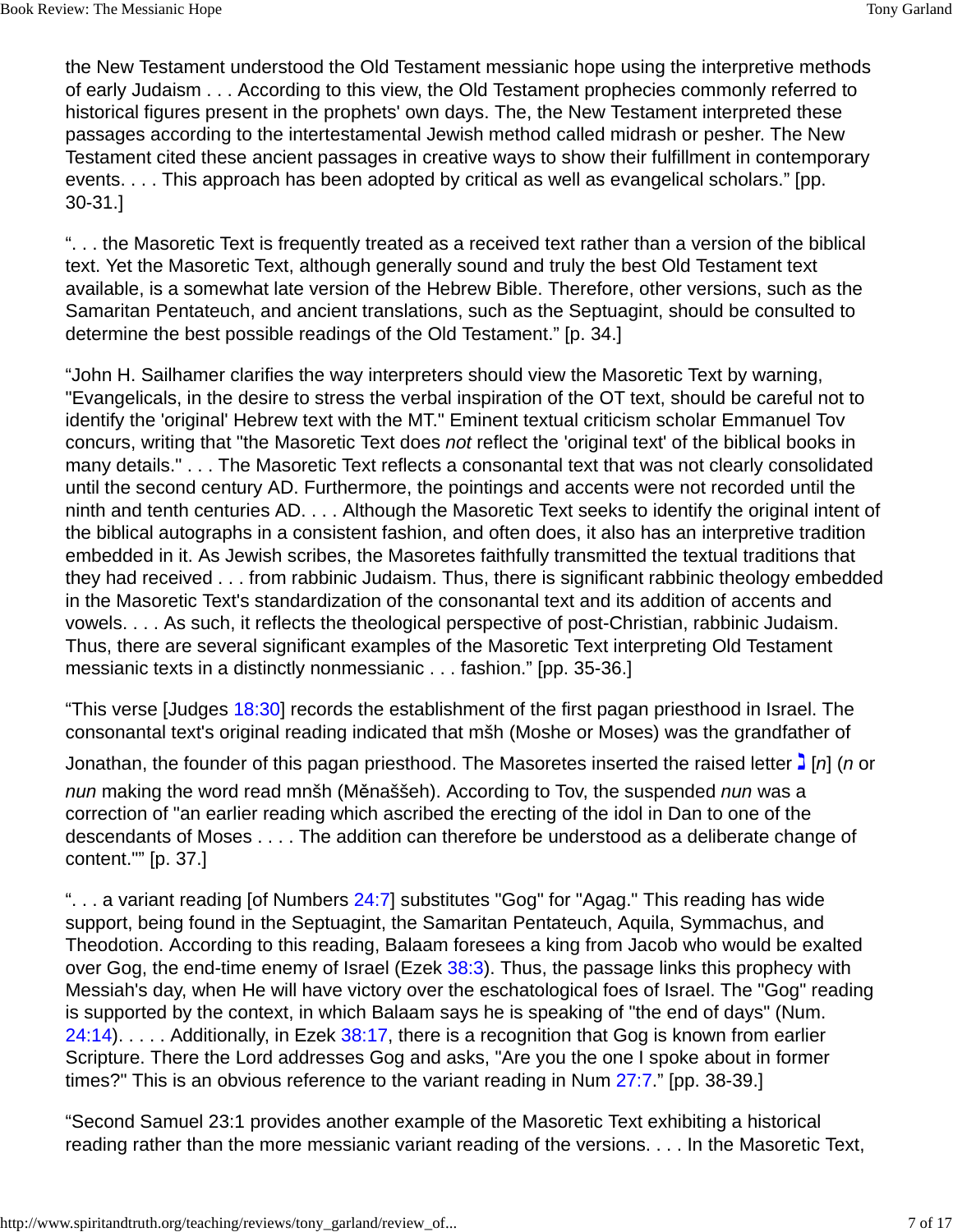the New Testament understood the Old Testament messianic hope using the interpretive methods of early Judaism . . . According to this view, the Old Testament prophecies commonly referred to historical figures present in the prophets' own days. The, the New Testament interpreted these passages according to the intertestamental Jewish method called midrash or pesher. The New Testament cited these ancient passages in creative ways to show their fulfillment in contemporary events. . . . This approach has been adopted by critical as well as evangelical scholars." [pp. 30-31.]

". . . the Masoretic Text is frequently treated as a received text rather than a version of the biblical text. Yet the Masoretic Text, although generally sound and truly the best Old Testament text available, is a somewhat late version of the Hebrew Bible. Therefore, other versions, such as the Samaritan Pentateuch, and ancient translations, such as the Septuagint, should be consulted to determine the best possible readings of the Old Testament." [p. 34.]

"John H. Sailhamer clarifies the way interpreters should view the Masoretic Text by warning, "Evangelicals, in the desire to stress the verbal inspiration of the OT text, should be careful not to identify the 'original' Hebrew text with the MT." Eminent textual criticism scholar Emmanuel Tov concurs, writing that "the Masoretic Text does *not* reflect the 'original text' of the biblical books in many details." . . . The Masoretic Text reflects a consonantal text that was not clearly consolidated until the second century AD. Furthermore, the pointings and accents were not recorded until the ninth and tenth centuries AD. . . . Although the Masoretic Text seeks to identify the original intent of the biblical autographs in a consistent fashion, and often does, it also has an interpretive tradition embedded in it. As Jewish scribes, the Masoretes faithfully transmitted the textual traditions that they had received . . . from rabbinic Judaism. Thus, there is significant rabbinic theology embedded in the Masoretic Text's standardization of the consonantal text and its addition of accents and vowels. . . . As such, it reflects the theological perspective of post-Christian, rabbinic Judaism. Thus, there are several significant examples of the Masoretic Text interpreting Old Testament messianic texts in a distinctly nonmessianic . . . fashion." [pp. 35-36.]

"This verse [Judges 18:30] records the establishment of the first pagan priesthood in Israel. The consonantal text's original reading indicated that mšh (Moshe or Moses) was the grandfather of Jonathan, the founder of this pagan priesthood. The Masoretes inserted the raised letter נ [*n*] (*n* or *nun* making the word read mnšh (Mĕnaššeh). According to Tov, the suspended *nun* was a correction of "an earlier reading which ascribed the erecting of the idol in Dan to one of the descendants of Moses . . . . The addition can therefore be understood as a deliberate change of content."" [p. 37.]

". . . a variant reading [of Numbers 24:7] substitutes "Gog" for "Agag." This reading has wide support, being found in the Septuagint, the Samaritan Pentateuch, Aquila, Symmachus, and Theodotion. According to this reading, Balaam foresees a king from Jacob who would be exalted over Gog, the end-time enemy of Israel (Ezek 38:3). Thus, the passage links this prophecy with Messiah's day, when He will have victory over the eschatological foes of Israel. The "Gog" reading is supported by the context, in which Balaam says he is speaking of "the end of days" (Num. 24:14). . . . . Additionally, in Ezek 38:17, there is a recognition that Gog is known from earlier Scripture. There the Lord addresses Gog and asks, "Are you the one I spoke about in former times?" This is an obvious reference to the variant reading in Num 27:7." [pp. 38-39.]

"Second Samuel 23:1 provides another example of the Masoretic Text exhibiting a historical reading rather than the more messianic variant reading of the versions. . . . In the Masoretic Text,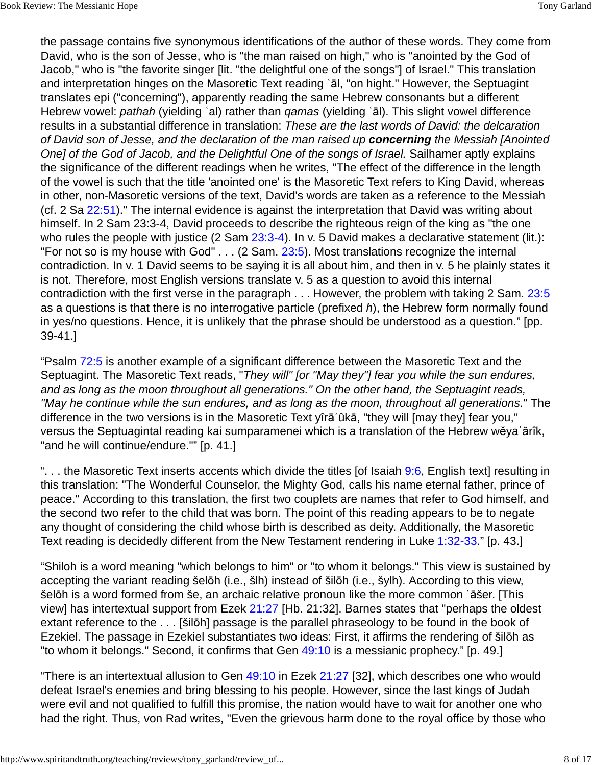the passage contains five synonymous identifications of the author of these words. They come from David, who is the son of Jesse, who is "the man raised on high," who is "anointed by the God of Jacob," who is "the favorite singer [lit. "the delightful one of the songs"] of Israel." This translation and interpretation hinges on the Masoretic Text reading ʿāl, "on hight." However, the Septuagint translates epi ("concerning"), apparently reading the same Hebrew consonants but a different Hebrew vowel: *pathah* (yielding ʿal) rather than *qamas* (yielding ʿāl). This slight vowel difference results in a substantial difference in translation: *These are the last words of David: the delcaration of David son of Jesse, and the declaration of the man raised up* ***concerning*** *the Messiah [Anointed One] of the God of Jacob, and the Delightful One of the songs of Israel.* Sailhamer aptly explains the significance of the different readings when he writes, "The effect of the difference in the length of the vowel is such that the title 'anointed one' is the Masoretic Text refers to King David, whereas in other, non-Masoretic versions of the text, David's words are taken as a reference to the Messiah (cf. 2 Sa 22:51)." The internal evidence is against the interpretation that David was writing about himself. In 2 Sam 23:3-4, David proceeds to describe the righteous reign of the king as "the one who rules the people with justice (2 Sam 23:3-4). In v. 5 David makes a declarative statement (lit.): "For not so is my house with God" . . . (2 Sam. 23:5). Most translations recognize the internal contradiction. In v. 1 David seems to be saying it is all about him, and then in v. 5 he plainly states it is not. Therefore, most English versions translate v. 5 as a question to avoid this internal contradiction with the first verse in the paragraph . . . However, the problem with taking 2 Sam. 23:5 as a questions is that there is no interrogative particle (prefixed *h*), the Hebrew form normally found in yes/no questions. Hence, it is unlikely that the phrase should be understood as a question." [pp. 39-41.]

"Psalm 72:5 is another example of a significant difference between the Masoretic Text and the Septuagint. The Masoretic Text reads, "*They will" [or "May they"] fear you while the sun endures, and as long as the moon throughout all generations." On the other hand, the Septuagint reads, "May he continue while the sun endures, and as long as the moon, throughout all generations.*" The difference in the two versions is in the Masoretic Text yîrāʾûkā, "they will [may they] fear you," versus the Septuagintal reading kai sumparamenei which is a translation of the Hebrew wĕyaʾărîk, "and he will continue/endure."" [p. 41.]

". . . the Masoretic Text inserts accents which divide the titles [of Isaiah 9:6, English text] resulting in this translation: "The Wonderful Counselor, the Mighty God, calls his name eternal father, prince of peace." According to this translation, the first two couplets are names that refer to God himself, and the second two refer to the child that was born. The point of this reading appears to be to negate any thought of considering the child whose birth is described as deity. Additionally, the Masoretic Text reading is decidedly different from the New Testament rendering in Luke 1:32-33." [p. 43.]

"Shiloh is a word meaning "which belongs to him" or "to whom it belongs." This view is sustained by accepting the variant reading šelōh (i.e., šlh) instead of šilōh (i.e., šylh). According to this view, šelōh is a word formed from še, an archaic relative pronoun like the more common ʾăšer. [This view] has intertextual support from Ezek 21:27 [Hb. 21:32]. Barnes states that "perhaps the oldest extant reference to the . . . [šilōh] passage is the parallel phraseology to be found in the book of Ezekiel. The passage in Ezekiel substantiates two ideas: First, it affirms the rendering of šilōh as "to whom it belongs." Second, it confirms that Gen 49:10 is a messianic prophecy." [p. 49.]

"There is an intertextual allusion to Gen 49:10 in Ezek 21:27 [32], which describes one who would defeat Israel's enemies and bring blessing to his people. However, since the last kings of Judah were evil and not qualified to fulfill this promise, the nation would have to wait for another one who had the right. Thus, von Rad writes, "Even the grievous harm done to the royal office by those who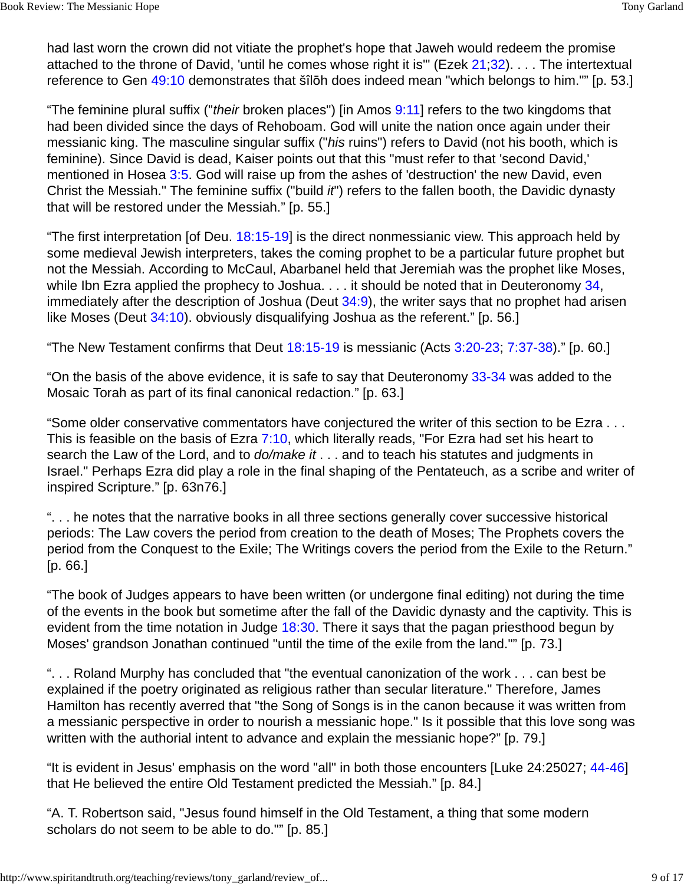had last worn the crown did not vitiate the prophet's hope that Jaweh would redeem the promise attached to the throne of David, 'until he comes whose right it is'" (Ezek 21;32). . . . The intertextual reference to Gen 49:10 demonstrates that šîlōh does indeed mean "which belongs to him."" [p. 53.]

“The feminine plural suffix ("*their* broken places") [in Amos 9:11] refers to the two kingdoms that had been divided since the days of Rehoboam. God will unite the nation once again under their messianic king. The masculine singular suffix ("*his* ruins") refers to David (not his booth, which is feminine). Since David is dead, Kaiser points out that this "must refer to that 'second David,' mentioned in Hosea 3:5. God will raise up from the ashes of 'destruction' the new David, even Christ the Messiah." The feminine suffix ("build *it*") refers to the fallen booth, the Davidic dynasty that will be restored under the Messiah.” [p. 55.]

“The first interpretation [of Deu. 18:15-19] is the direct nonmessianic view. This approach held by some medieval Jewish interpreters, takes the coming prophet to be a particular future prophet but not the Messiah. According to McCaul, Abarbanel held that Jeremiah was the prophet like Moses, while Ibn Ezra applied the prophecy to Joshua. . . . it should be noted that in Deuteronomy 34, immediately after the description of Joshua (Deut 34:9), the writer says that no prophet had arisen like Moses (Deut 34:10). obviously disqualifying Joshua as the referent.” [p. 56.]

“The New Testament confirms that Deut 18:15-19 is messianic (Acts 3:20-23; 7:37-38).” [p. 60.]

“On the basis of the above evidence, it is safe to say that Deuteronomy 33-34 was added to the Mosaic Torah as part of its final canonical redaction.” [p. 63.]

“Some older conservative commentators have conjectured the writer of this section to be Ezra . . . This is feasible on the basis of Ezra 7:10, which literally reads, "For Ezra had set his heart to search the Law of the Lord, and to *do/make it* . . . and to teach his statutes and judgments in Israel." Perhaps Ezra did play a role in the final shaping of the Pentateuch, as a scribe and writer of inspired Scripture.” [p. 63n76.]

“. . . he notes that the narrative books in all three sections generally cover successive historical periods: The Law covers the period from creation to the death of Moses; The Prophets covers the period from the Conquest to the Exile; The Writings covers the period from the Exile to the Return.” [p. 66.]

“The book of Judges appears to have been written (or undergone final editing) not during the time of the events in the book but sometime after the fall of the Davidic dynasty and the captivity. This is evident from the time notation in Judge 18:30. There it says that the pagan priesthood begun by Moses' grandson Jonathan continued "until the time of the exile from the land."” [p. 73.]

“. . . Roland Murphy has concluded that "the eventual canonization of the work . . . can best be explained if the poetry originated as religious rather than secular literature." Therefore, James Hamilton has recently averred that "the Song of Songs is in the canon because it was written from a messianic perspective in order to nourish a messianic hope." Is it possible that this love song was written with the authorial intent to advance and explain the messianic hope?” [p. 79.]

“It is evident in Jesus' emphasis on the word "all" in both those encounters [Luke 24:25027; 44-46] that He believed the entire Old Testament predicted the Messiah.” [p. 84.]

“A. T. Robertson said, "Jesus found himself in the Old Testament, a thing that some modern scholars do not seem to be able to do."” [p. 85.]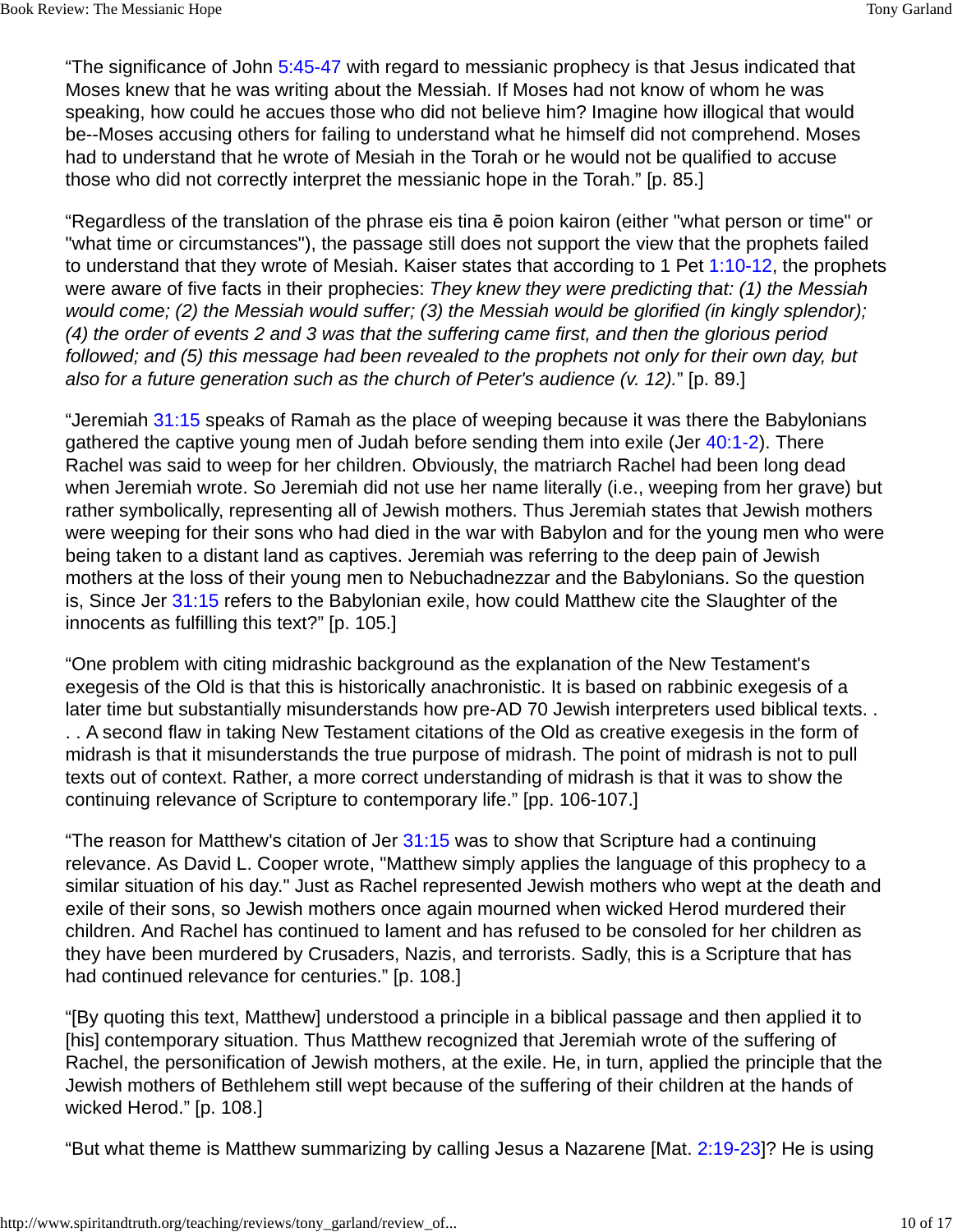“The significance of John 5:45-47 with regard to messianic prophecy is that Jesus indicated that Moses knew that he was writing about the Messiah. If Moses had not know of whom he was speaking, how could he accues those who did not believe him? Imagine how illogical that would be--Moses accusing others for failing to understand what he himself did not comprehend. Moses had to understand that he wrote of Mesiah in the Torah or he would not be qualified to accuse those who did not correctly interpret the messianic hope in the Torah.” [p. 85.]

“Regardless of the translation of the phrase eis tina ē poion kairon (either "what person or time" or "what time or circumstances"), the passage still does not support the view that the prophets failed to understand that they wrote of Mesiah. Kaiser states that according to 1 Pet 1:10-12, the prophets were aware of five facts in their prophecies: *They knew they were predicting that: (1) the Messiah would come; (2) the Messiah would suffer; (3) the Messiah would be glorified (in kingly splendor); (4) the order of events 2 and 3 was that the suffering came first, and then the glorious period followed; and (5) this message had been revealed to the prophets not only for their own day, but also for a future generation such as the church of Peter's audience (v. 12).*” [p. 89.]

“Jeremiah 31:15 speaks of Ramah as the place of weeping because it was there the Babylonians gathered the captive young men of Judah before sending them into exile (Jer 40:1-2). There Rachel was said to weep for her children. Obviously, the matriarch Rachel had been long dead when Jeremiah wrote. So Jeremiah did not use her name literally (i.e., weeping from her grave) but rather symbolically, representing all of Jewish mothers. Thus Jeremiah states that Jewish mothers were weeping for their sons who had died in the war with Babylon and for the young men who were being taken to a distant land as captives. Jeremiah was referring to the deep pain of Jewish mothers at the loss of their young men to Nebuchadnezzar and the Babylonians. So the question is, Since Jer 31:15 refers to the Babylonian exile, how could Matthew cite the Slaughter of the innocents as fulfilling this text?” [p. 105.]

“One problem with citing midrashic background as the explanation of the New Testament's exegesis of the Old is that this is historically anachronistic. It is based on rabbinic exegesis of a later time but substantially misunderstands how pre-AD 70 Jewish interpreters used biblical texts. . . . A second flaw in taking New Testament citations of the Old as creative exegesis in the form of midrash is that it misunderstands the true purpose of midrash. The point of midrash is not to pull texts out of context. Rather, a more correct understanding of midrash is that it was to show the continuing relevance of Scripture to contemporary life.” [pp. 106-107.]

“The reason for Matthew's citation of Jer 31:15 was to show that Scripture had a continuing relevance. As David L. Cooper wrote, "Matthew simply applies the language of this prophecy to a similar situation of his day." Just as Rachel represented Jewish mothers who wept at the death and exile of their sons, so Jewish mothers once again mourned when wicked Herod murdered their children. And Rachel has continued to lament and has refused to be consoled for her children as they have been murdered by Crusaders, Nazis, and terrorists. Sadly, this is a Scripture that has had continued relevance for centuries.” [p. 108.]

“[By quoting this text, Matthew] understood a principle in a biblical passage and then applied it to [his] contemporary situation. Thus Matthew recognized that Jeremiah wrote of the suffering of Rachel, the personification of Jewish mothers, at the exile. He, in turn, applied the principle that the Jewish mothers of Bethlehem still wept because of the suffering of their children at the hands of wicked Herod.” [p. 108.]

“But what theme is Matthew summarizing by calling Jesus a Nazarene [Mat. 2:19-23]? He is using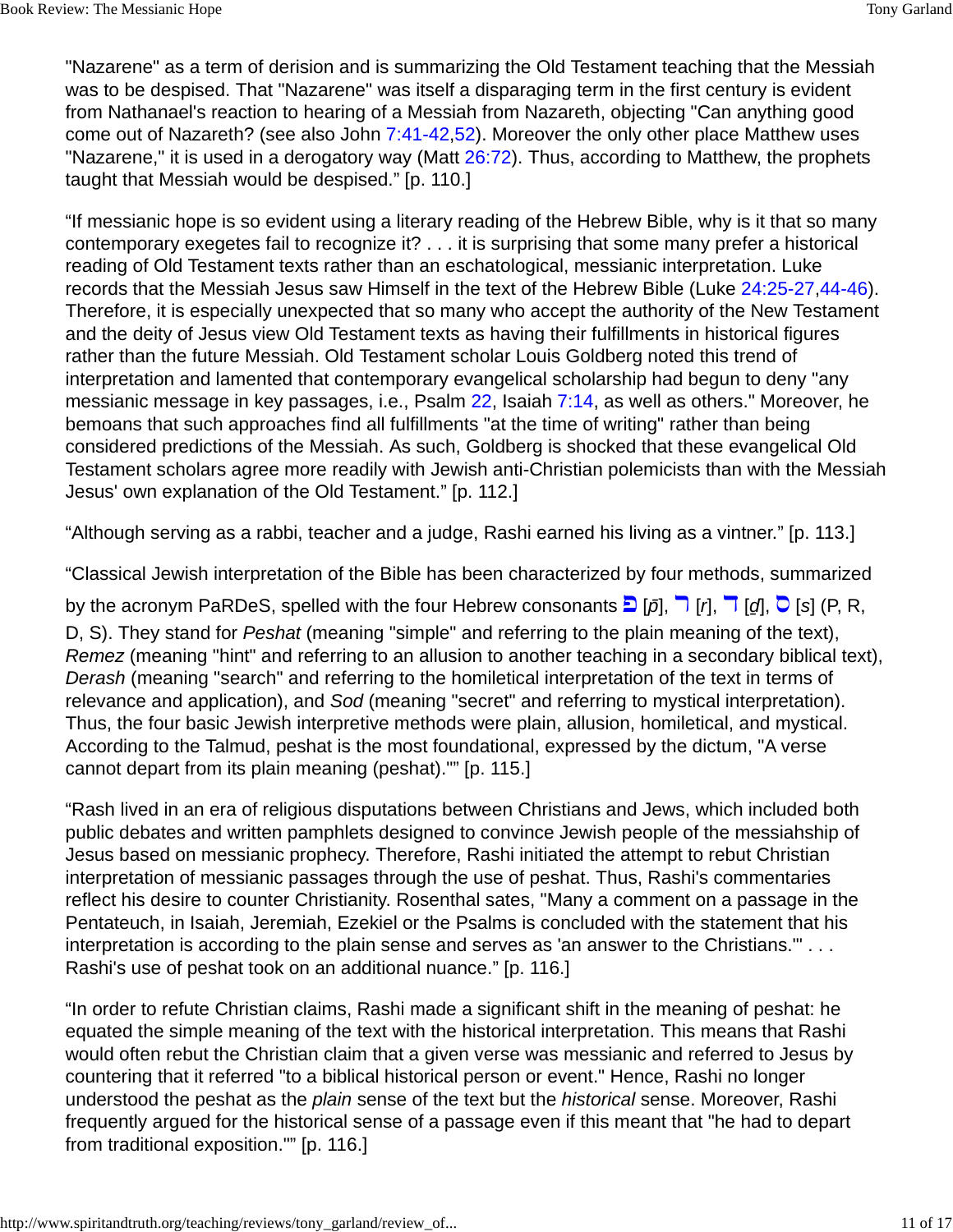"Nazarene" as a term of derision and is summarizing the Old Testament teaching that the Messiah was to be despised. That "Nazarene" was itself a disparaging term in the first century is evident from Nathanael's reaction to hearing of a Messiah from Nazareth, objecting "Can anything good come out of Nazareth? (see also John 7:41-42,52). Moreover the only other place Matthew uses "Nazarene," it is used in a derogatory way (Matt 26:72). Thus, according to Matthew, the prophets taught that Messiah would be despised." [p. 110.]

"If messianic hope is so evident using a literary reading of the Hebrew Bible, why is it that so many contemporary exegetes fail to recognize it? . . . it is surprising that some many prefer a historical reading of Old Testament texts rather than an eschatological, messianic interpretation. Luke records that the Messiah Jesus saw Himself in the text of the Hebrew Bible (Luke 24:25-27,44-46). Therefore, it is especially unexpected that so many who accept the authority of the New Testament and the deity of Jesus view Old Testament texts as having their fulfillments in historical figures rather than the future Messiah. Old Testament scholar Louis Goldberg noted this trend of interpretation and lamented that contemporary evangelical scholarship had begun to deny "any messianic message in key passages, i.e., Psalm 22, Isaiah 7:14, as well as others." Moreover, he bemoans that such approaches find all fulfillments "at the time of writing" rather than being considered predictions of the Messiah. As such, Goldberg is shocked that these evangelical Old Testament scholars agree more readily with Jewish anti-Christian polemicists than with the Messiah Jesus' own explanation of the Old Testament." [p. 112.]

"Although serving as a rabbi, teacher and a judge, Rashi earned his living as a vintner." [p. 113.]

"Classical Jewish interpretation of the Bible has been characterized by four methods, summarized by the acronym PaRDeS, spelled with the four Hebrew consonants פּ [p̄], ר [r], ד [ḏ], ס [s] (P, R, D, S). They stand for *Peshat* (meaning "simple" and referring to the plain meaning of the text), *Remez* (meaning "hint" and referring to an allusion to another teaching in a secondary biblical text), *Derash* (meaning "search" and referring to the homiletical interpretation of the text in terms of relevance and application), and *Sod* (meaning "secret" and referring to mystical interpretation). Thus, the four basic Jewish interpretive methods were plain, allusion, homiletical, and mystical. According to the Talmud, peshat is the most foundational, expressed by the dictum, "A verse cannot depart from its plain meaning (peshat)."" [p. 115.]

"Rash lived in an era of religious disputations between Christians and Jews, which included both public debates and written pamphlets designed to convince Jewish people of the messiahship of Jesus based on messianic prophecy. Therefore, Rashi initiated the attempt to rebut Christian interpretation of messianic passages through the use of peshat. Thus, Rashi's commentaries reflect his desire to counter Christianity. Rosenthal sates, "Many a comment on a passage in the Pentateuch, in Isaiah, Jeremiah, Ezekiel or the Psalms is concluded with the statement that his interpretation is according to the plain sense and serves as 'an answer to the Christians.'" . . . Rashi's use of peshat took on an additional nuance." [p. 116.]

"In order to refute Christian claims, Rashi made a significant shift in the meaning of peshat: he equated the simple meaning of the text with the historical interpretation. This means that Rashi would often rebut the Christian claim that a given verse was messianic and referred to Jesus by countering that it referred "to a biblical historical person or event." Hence, Rashi no longer understood the peshat as the *plain* sense of the text but the *historical* sense. Moreover, Rashi frequently argued for the historical sense of a passage even if this meant that "he had to depart from traditional exposition."" [p. 116.]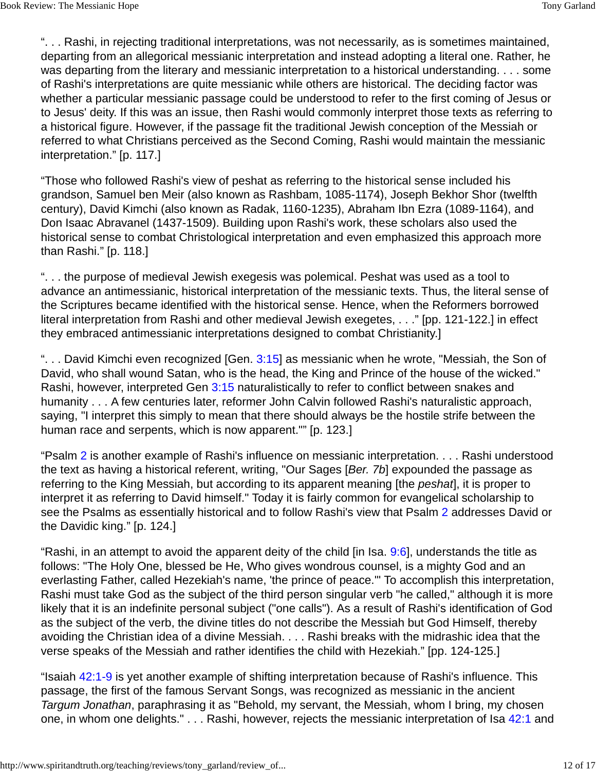“. . . Rashi, in rejecting traditional interpretations, was not necessarily, as is sometimes maintained, departing from an allegorical messianic interpretation and instead adopting a literal one. Rather, he was departing from the literary and messianic interpretation to a historical understanding. . . . some of Rashi's interpretations are quite messianic while others are historical. The deciding factor was whether a particular messianic passage could be understood to refer to the first coming of Jesus or to Jesus' deity. If this was an issue, then Rashi would commonly interpret those texts as referring to a historical figure. However, if the passage fit the traditional Jewish conception of the Messiah or referred to what Christians perceived as the Second Coming, Rashi would maintain the messianic interpretation.” [p. 117.]

“Those who followed Rashi's view of peshat as referring to the historical sense included his grandson, Samuel ben Meir (also known as Rashbam, 1085-1174), Joseph Bekhor Shor (twelfth century), David Kimchi (also known as Radak, 1160-1235), Abraham Ibn Ezra (1089-1164), and Don Isaac Abravanel (1437-1509). Building upon Rashi's work, these scholars also used the historical sense to combat Christological interpretation and even emphasized this approach more than Rashi.” [p. 118.]

“. . . the purpose of medieval Jewish exegesis was polemical. Peshat was used as a tool to advance an antimessianic, historical interpretation of the messianic texts. Thus, the literal sense of the Scriptures became identified with the historical sense. Hence, when the Reformers borrowed literal interpretation from Rashi and other medieval Jewish exegetes, . . .” [pp. 121-122.] in effect they embraced antimessianic interpretations designed to combat Christianity.]

“. . . David Kimchi even recognized [Gen. 3:15] as messianic when he wrote, "Messiah, the Son of David, who shall wound Satan, who is the head, the King and Prince of the house of the wicked." Rashi, however, interpreted Gen 3:15 naturalistically to refer to conflict between snakes and humanity . . . A few centuries later, reformer John Calvin followed Rashi's naturalistic approach, saying, "I interpret this simply to mean that there should always be the hostile strife between the human race and serpents, which is now apparent."” [p. 123.]

“Psalm 2 is another example of Rashi's influence on messianic interpretation. . . . Rashi understood the text as having a historical referent, writing, "Our Sages [*Ber. 7b*] expounded the passage as referring to the King Messiah, but according to its apparent meaning [the *peshat*], it is proper to interpret it as referring to David himself." Today it is fairly common for evangelical scholarship to see the Psalms as essentially historical and to follow Rashi's view that Psalm 2 addresses David or the Davidic king.” [p. 124.]

“Rashi, in an attempt to avoid the apparent deity of the child [in Isa. 9:6], understands the title as follows: "The Holy One, blessed be He, Who gives wondrous counsel, is a mighty God and an everlasting Father, called Hezekiah's name, 'the prince of peace.'" To accomplish this interpretation, Rashi must take God as the subject of the third person singular verb "he called," although it is more likely that it is an indefinite personal subject ("one calls"). As a result of Rashi's identification of God as the subject of the verb, the divine titles do not describe the Messiah but God Himself, thereby avoiding the Christian idea of a divine Messiah. . . . Rashi breaks with the midrashic idea that the verse speaks of the Messiah and rather identifies the child with Hezekiah.” [pp. 124-125.]

“Isaiah 42:1-9 is yet another example of shifting interpretation because of Rashi's influence. This passage, the first of the famous Servant Songs, was recognized as messianic in the ancient *Targum Jonathan*, paraphrasing it as "Behold, my servant, the Messiah, whom I bring, my chosen one, in whom one delights." . . . Rashi, however, rejects the messianic interpretation of Isa 42:1 and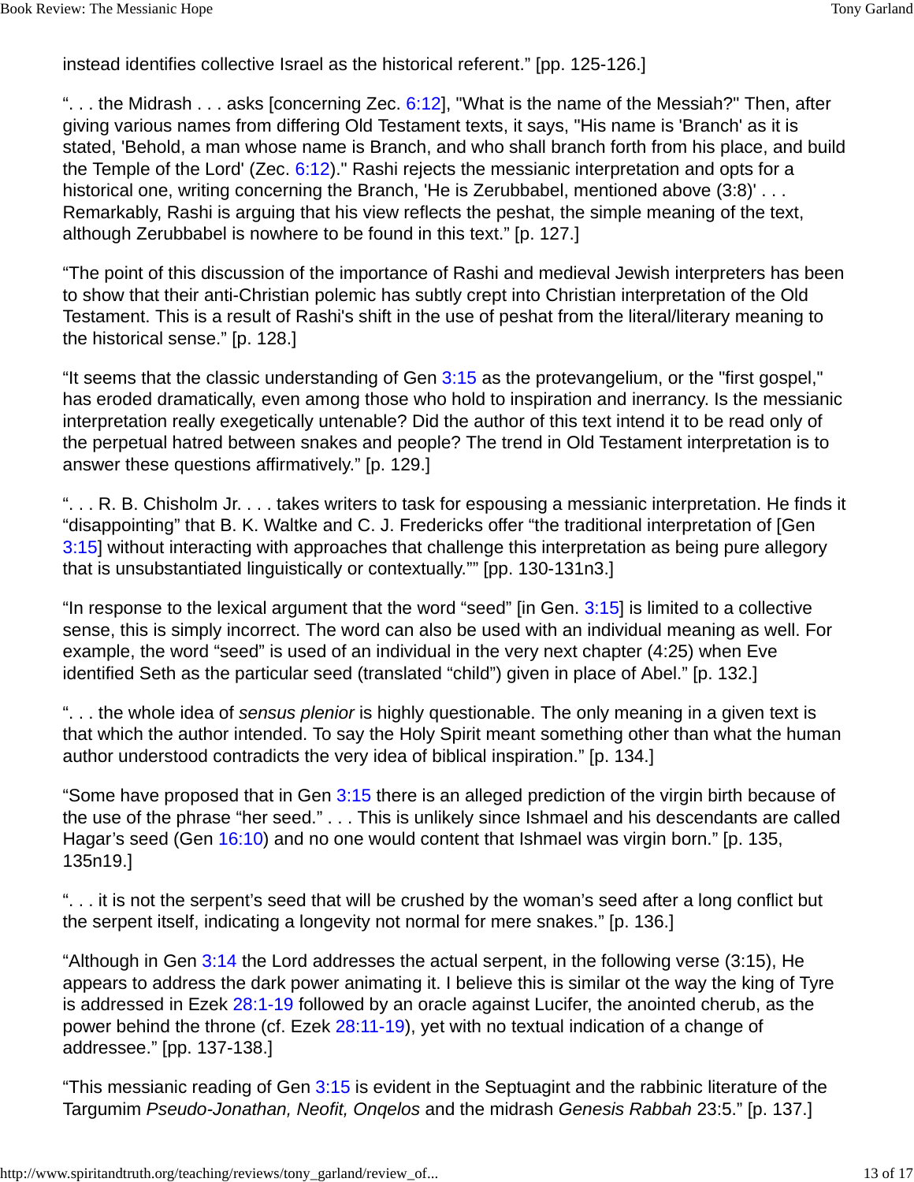instead identifies collective Israel as the historical referent." [pp. 125-126.]

". . . the Midrash . . . asks [concerning Zec. 6:12], "What is the name of the Messiah?" Then, after giving various names from differing Old Testament texts, it says, "His name is 'Branch' as it is stated, 'Behold, a man whose name is Branch, and who shall branch forth from his place, and build the Temple of the Lord' (Zec. 6:12)." Rashi rejects the messianic interpretation and opts for a historical one, writing concerning the Branch, 'He is Zerubbabel, mentioned above (3:8)' . . . Remarkably, Rashi is arguing that his view reflects the peshat, the simple meaning of the text, although Zerubbabel is nowhere to be found in this text." [p. 127.]

"The point of this discussion of the importance of Rashi and medieval Jewish interpreters has been to show that their anti-Christian polemic has subtly crept into Christian interpretation of the Old Testament. This is a result of Rashi's shift in the use of peshat from the literal/literary meaning to the historical sense." [p. 128.]

"It seems that the classic understanding of Gen 3:15 as the protevangelium, or the "first gospel," has eroded dramatically, even among those who hold to inspiration and inerrancy. Is the messianic interpretation really exegetically untenable? Did the author of this text intend it to be read only of the perpetual hatred between snakes and people? The trend in Old Testament interpretation is to answer these questions affirmatively." [p. 129.]

". . . R. B. Chisholm Jr. . . . takes writers to task for espousing a messianic interpretation. He finds it "disappointing" that B. K. Waltke and C. J. Fredericks offer "the traditional interpretation of [Gen 3:15] without interacting with approaches that challenge this interpretation as being pure allegory that is unsubstantiated linguistically or contextually."" [pp. 130-131n3.]

"In response to the lexical argument that the word "seed" [in Gen. 3:15] is limited to a collective sense, this is simply incorrect. The word can also be used with an individual meaning as well. For example, the word "seed" is used of an individual in the very next chapter (4:25) when Eve identified Seth as the particular seed (translated "child") given in place of Abel." [p. 132.]

". . . the whole idea of *sensus plenior* is highly questionable. The only meaning in a given text is that which the author intended. To say the Holy Spirit meant something other than what the human author understood contradicts the very idea of biblical inspiration." [p. 134.]

"Some have proposed that in Gen 3:15 there is an alleged prediction of the virgin birth because of the use of the phrase "her seed." . . . This is unlikely since Ishmael and his descendants are called Hagar's seed (Gen 16:10) and no one would content that Ishmael was virgin born." [p. 135, 135n19.]

". . . it is not the serpent's seed that will be crushed by the woman's seed after a long conflict but the serpent itself, indicating a longevity not normal for mere snakes." [p. 136.]

"Although in Gen 3:14 the Lord addresses the actual serpent, in the following verse (3:15), He appears to address the dark power animating it. I believe this is similar ot the way the king of Tyre is addressed in Ezek 28:1-19 followed by an oracle against Lucifer, the anointed cherub, as the power behind the throne (cf. Ezek 28:11-19), yet with no textual indication of a change of addressee." [pp. 137-138.]

"This messianic reading of Gen 3:15 is evident in the Septuagint and the rabbinic literature of the Targumim *Pseudo-Jonathan, Neofit, Onqelos* and the midrash *Genesis Rabbah* 23:5." [p. 137.]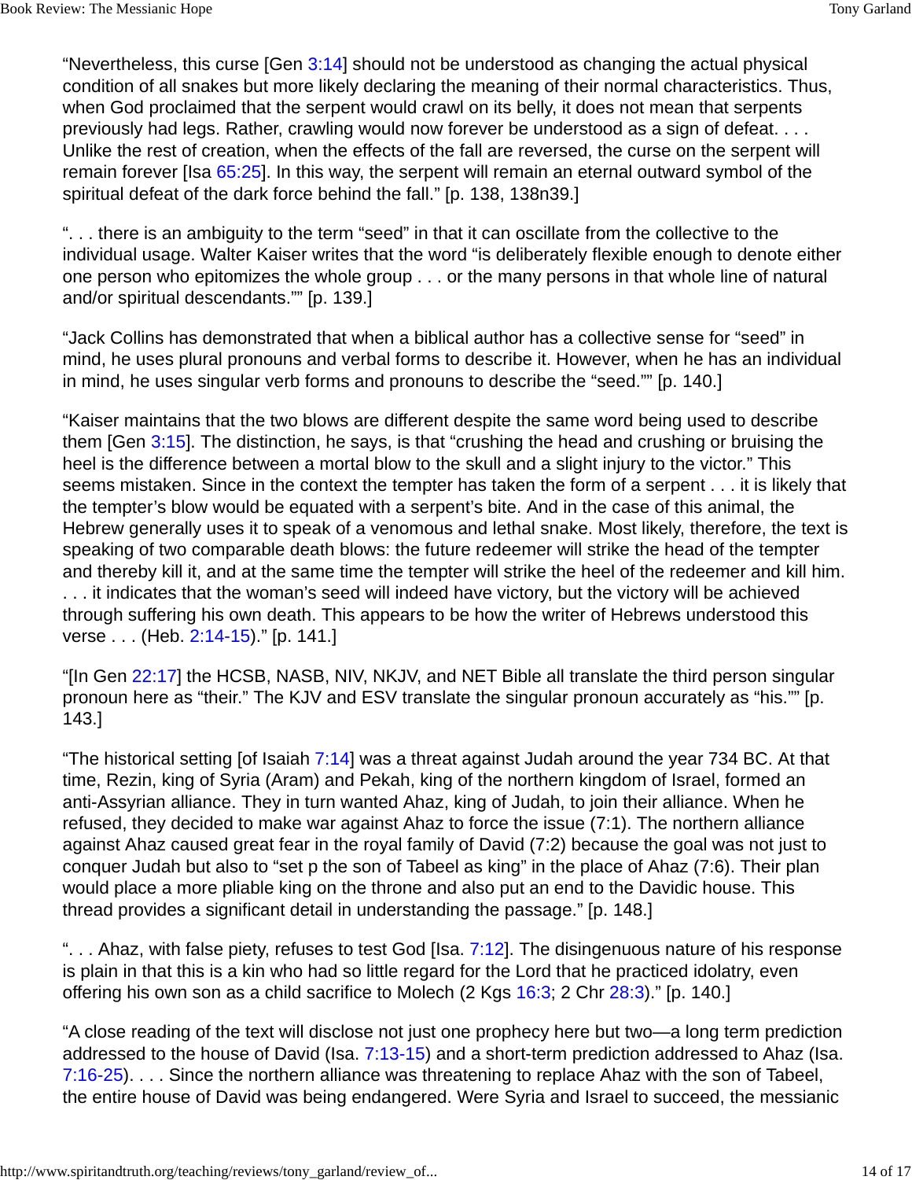“Nevertheless, this curse [Gen 3:14] should not be understood as changing the actual physical condition of all snakes but more likely declaring the meaning of their normal characteristics. Thus, when God proclaimed that the serpent would crawl on its belly, it does not mean that serpents previously had legs. Rather, crawling would now forever be understood as a sign of defeat. . . . Unlike the rest of creation, when the effects of the fall are reversed, the curse on the serpent will remain forever [Isa 65:25]. In this way, the serpent will remain an eternal outward symbol of the spiritual defeat of the dark force behind the fall.” [p. 138, 138n39.]

“. . . there is an ambiguity to the term “seed” in that it can oscillate from the collective to the individual usage. Walter Kaiser writes that the word “is deliberately flexible enough to denote either one person who epitomizes the whole group . . . or the many persons in that whole line of natural and/or spiritual descendants.”” [p. 139.]

“Jack Collins has demonstrated that when a biblical author has a collective sense for “seed” in mind, he uses plural pronouns and verbal forms to describe it. However, when he has an individual in mind, he uses singular verb forms and pronouns to describe the “seed.”” [p. 140.]

“Kaiser maintains that the two blows are different despite the same word being used to describe them [Gen 3:15]. The distinction, he says, is that “crushing the head and crushing or bruising the heel is the difference between a mortal blow to the skull and a slight injury to the victor.” This seems mistaken. Since in the context the tempter has taken the form of a serpent . . . it is likely that the tempter’s blow would be equated with a serpent’s bite. And in the case of this animal, the Hebrew generally uses it to speak of a venomous and lethal snake. Most likely, therefore, the text is speaking of two comparable death blows: the future redeemer will strike the head of the tempter and thereby kill it, and at the same time the tempter will strike the heel of the redeemer and kill him. . . . it indicates that the woman’s seed will indeed have victory, but the victory will be achieved through suffering his own death. This appears to be how the writer of Hebrews understood this verse . . . (Heb. 2:14-15).” [p. 141.]

“[In Gen 22:17] the HCSB, NASB, NIV, NKJV, and NET Bible all translate the third person singular pronoun here as “their.” The KJV and ESV translate the singular pronoun accurately as “his.”” [p. 143.]

“The historical setting [of Isaiah 7:14] was a threat against Judah around the year 734 BC. At that time, Rezin, king of Syria (Aram) and Pekah, king of the northern kingdom of Israel, formed an anti-Assyrian alliance. They in turn wanted Ahaz, king of Judah, to join their alliance. When he refused, they decided to make war against Ahaz to force the issue (7:1). The northern alliance against Ahaz caused great fear in the royal family of David (7:2) because the goal was not just to conquer Judah but also to “set p the son of Tabeel as king” in the place of Ahaz (7:6). Their plan would place a more pliable king on the throne and also put an end to the Davidic house. This thread provides a significant detail in understanding the passage.” [p. 148.]

“. . . Ahaz, with false piety, refuses to test God [Isa. 7:12]. The disingenuous nature of his response is plain in that this is a kin who had so little regard for the Lord that he practiced idolatry, even offering his own son as a child sacrifice to Molech (2 Kgs 16:3; 2 Chr 28:3).” [p. 140.]

“A close reading of the text will disclose not just one prophecy here but two—a long term prediction addressed to the house of David (Isa. 7:13-15) and a short-term prediction addressed to Ahaz (Isa. 7:16-25). . . . Since the northern alliance was threatening to replace Ahaz with the son of Tabeel, the entire house of David was being endangered. Were Syria and Israel to succeed, the messianic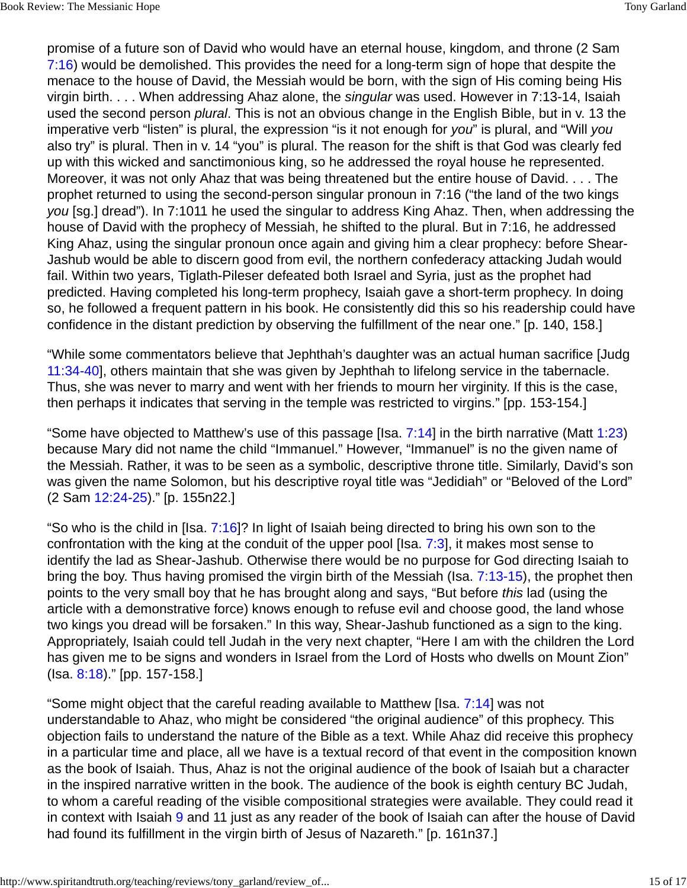promise of a future son of David who would have an eternal house, kingdom, and throne (2 Sam 7:16) would be demolished. This provides the need for a long-term sign of hope that despite the menace to the house of David, the Messiah would be born, with the sign of His coming being His virgin birth. . . . When addressing Ahaz alone, the *singular* was used. However in 7:13-14, Isaiah used the second person *plural*. This is not an obvious change in the English Bible, but in v. 13 the imperative verb “listen” is plural, the expression “is it not enough for *you*” is plural, and “Will *you* also try” is plural. Then in v. 14 “you” is plural. The reason for the shift is that God was clearly fed up with this wicked and sanctimonious king, so he addressed the royal house he represented. Moreover, it was not only Ahaz that was being threatened but the entire house of David. . . . The prophet returned to using the second-person singular pronoun in 7:16 (“the land of the two kings *you* [sg.] dread”). In 7:1011 he used the singular to address King Ahaz. Then, when addressing the house of David with the prophecy of Messiah, he shifted to the plural. But in 7:16, he addressed King Ahaz, using the singular pronoun once again and giving him a clear prophecy: before Shear-Jashub would be able to discern good from evil, the northern confederacy attacking Judah would fail. Within two years, Tiglath-Pileser defeated both Israel and Syria, just as the prophet had predicted. Having completed his long-term prophecy, Isaiah gave a short-term prophecy. In doing so, he followed a frequent pattern in his book. He consistently did this so his readership could have confidence in the distant prediction by observing the fulfillment of the near one.” [p. 140, 158.]

“While some commentators believe that Jephthah’s daughter was an actual human sacrifice [Judg 11:34-40], others maintain that she was given by Jephthah to lifelong service in the tabernacle. Thus, she was never to marry and went with her friends to mourn her virginity. If this is the case, then perhaps it indicates that serving in the temple was restricted to virgins.” [pp. 153-154.]

“Some have objected to Matthew’s use of this passage [Isa. 7:14] in the birth narrative (Matt 1:23) because Mary did not name the child “Immanuel.” However, “Immanuel” is no the given name of the Messiah. Rather, it was to be seen as a symbolic, descriptive throne title. Similarly, David’s son was given the name Solomon, but his descriptive royal title was “Jedidiah” or “Beloved of the Lord” (2 Sam 12:24-25).” [p. 155n22.]

“So who is the child in [Isa. 7:16]? In light of Isaiah being directed to bring his own son to the confrontation with the king at the conduit of the upper pool [Isa. 7:3], it makes most sense to identify the lad as Shear-Jashub. Otherwise there would be no purpose for God directing Isaiah to bring the boy. Thus having promised the virgin birth of the Messiah (Isa. 7:13-15), the prophet then points to the very small boy that he has brought along and says, “But before *this* lad (using the article with a demonstrative force) knows enough to refuse evil and choose good, the land whose two kings you dread will be forsaken.” In this way, Shear-Jashub functioned as a sign to the king. Appropriately, Isaiah could tell Judah in the very next chapter, “Here I am with the children the Lord has given me to be signs and wonders in Israel from the Lord of Hosts who dwells on Mount Zion” (Isa. 8:18).” [pp. 157-158.]

“Some might object that the careful reading available to Matthew [Isa. 7:14] was not understandable to Ahaz, who might be considered “the original audience” of this prophecy. This objection fails to understand the nature of the Bible as a text. While Ahaz did receive this prophecy in a particular time and place, all we have is a textual record of that event in the composition known as the book of Isaiah. Thus, Ahaz is not the original audience of the book of Isaiah but a character in the inspired narrative written in the book. The audience of the book is eighth century BC Judah, to whom a careful reading of the visible compositional strategies were available. They could read it in context with Isaiah 9 and 11 just as any reader of the book of Isaiah can after the house of David had found its fulfillment in the virgin birth of Jesus of Nazareth.” [p. 161n37.]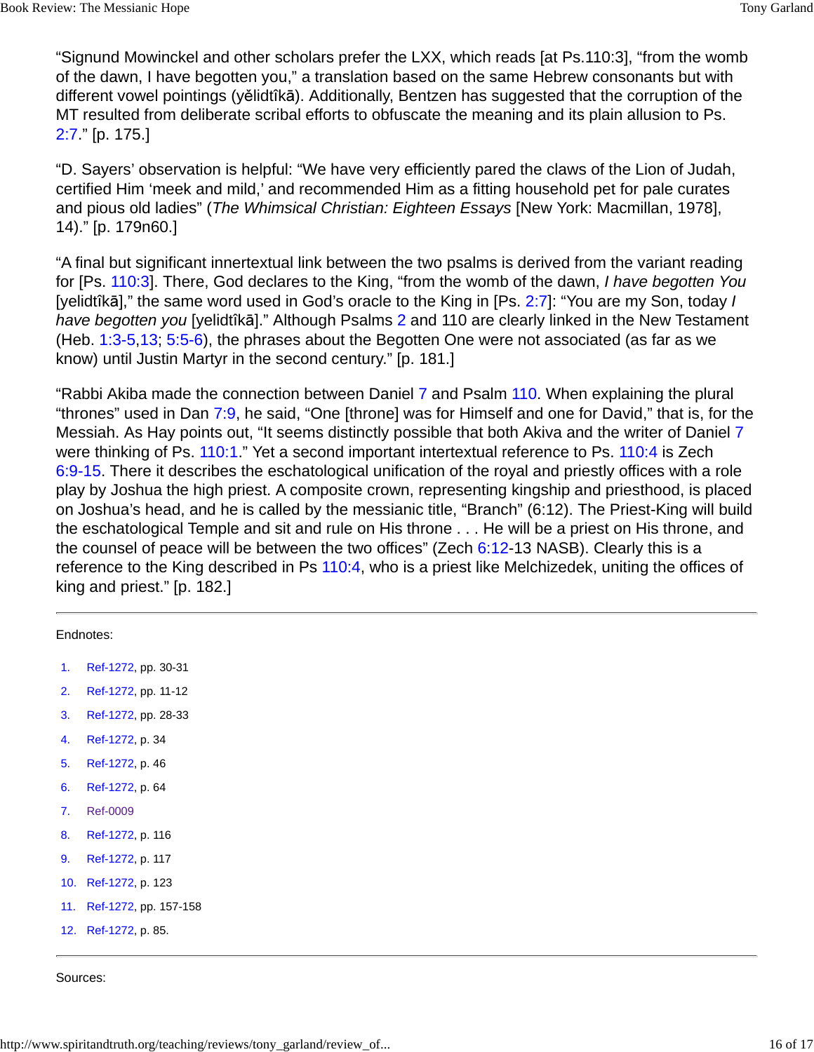"Signund Mowinckel and other scholars prefer the LXX, which reads [at Ps.110:3], "from the womb of the dawn, I have begotten you," a translation based on the same Hebrew consonants but with different vowel pointings (yĕlidtîkā). Additionally, Bentzen has suggested that the corruption of the MT resulted from deliberate scribal efforts to obfuscate the meaning and its plain allusion to Ps. 2:7." [p. 175.]

"D. Sayers' observation is helpful: "We have very efficiently pared the claws of the Lion of Judah, certified Him 'meek and mild,' and recommended Him as a fitting household pet for pale curates and pious old ladies" (*The Whimsical Christian: Eighteen Essays* [New York: Macmillan, 1978], 14)." [p. 179n60.]

"A final but significant innertextual link between the two psalms is derived from the variant reading for [Ps. 110:3]. There, God declares to the King, "from the womb of the dawn, *I have begotten You* [yelidtîkā]," the same word used in God's oracle to the King in [Ps. 2:7]: "You are my Son, today *I have begotten you* [yelidtîkā]." Although Psalms 2 and 110 are clearly linked in the New Testament (Heb. 1:3-5,13; 5:5-6), the phrases about the Begotten One were not associated (as far as we know) until Justin Martyr in the second century." [p. 181.]

"Rabbi Akiba made the connection between Daniel 7 and Psalm 110. When explaining the plural "thrones" used in Dan 7:9, he said, "One [throne] was for Himself and one for David," that is, for the Messiah. As Hay points out, "It seems distinctly possible that both Akiva and the writer of Daniel 7 were thinking of Ps. 110:1." Yet a second important intertextual reference to Ps. 110:4 is Zech 6:9-15. There it describes the eschatological unification of the royal and priestly offices with a role play by Joshua the high priest. A composite crown, representing kingship and priesthood, is placed on Joshua's head, and he is called by the messianic title, "Branch" (6:12). The Priest-King will build the eschatological Temple and sit and rule on His throne . . . He will be a priest on His throne, and the counsel of peace will be between the two offices" (Zech 6:12-13 NASB). Clearly this is a reference to the King described in Ps 110:4, who is a priest like Melchizedek, uniting the offices of king and priest." [p. 182.]

---

Endnotes:

1. Ref-1272, pp. 30-31
2. Ref-1272, pp. 11-12
3. Ref-1272, pp. 28-33
4. Ref-1272, p. 34
5. Ref-1272, p. 46
6. Ref-1272, p. 64
7. Ref-0009
8. Ref-1272, p. 116
9. Ref-1272, p. 117
10. Ref-1272, p. 123
11. Ref-1272, pp. 157-158
12. Ref-1272, p. 85.

---

Sources: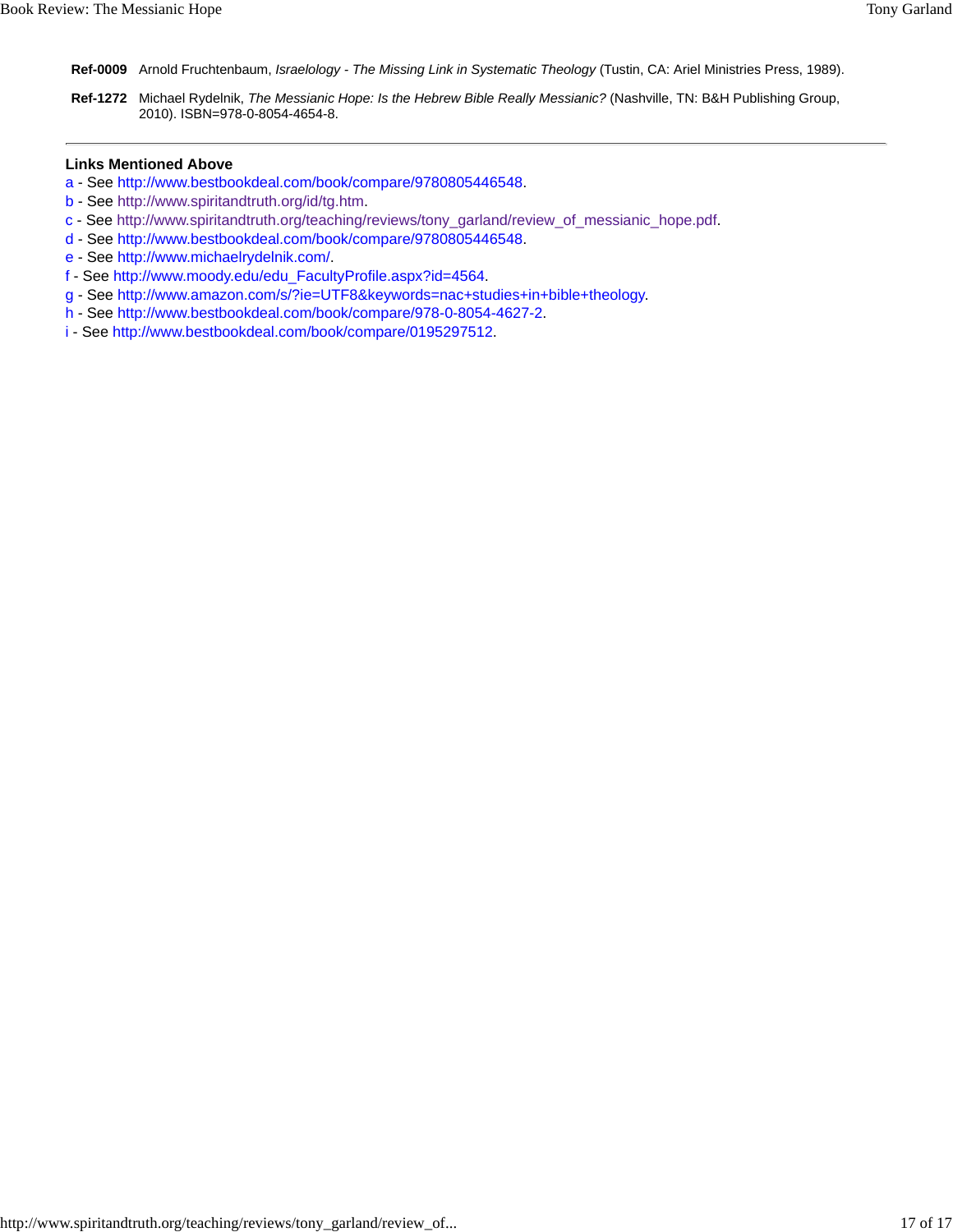**Ref-0009** Arnold Fruchtenbaum, *Israelology - The Missing Link in Systematic Theology* (Tustin, CA: Ariel Ministries Press, 1989).

**Ref-1272** Michael Rydelnik, *The Messianic Hope: Is the Hebrew Bible Really Messianic?* (Nashville, TN: B&H Publishing Group, 2010). ISBN=978-0-8054-4654-8.

---

**Links Mentioned Above**

a - See http://www.bestbookdeal.com/book/compare/9780805446548.
b - See http://www.spiritandtruth.org/id/tg.htm.
c - See http://www.spiritandtruth.org/teaching/reviews/tony_garland/review_of_messianic_hope.pdf.
d - See http://www.bestbookdeal.com/book/compare/9780805446548.
e - See http://www.michaelrydelnik.com/.
f - See http://www.moody.edu/edu_FacultyProfile.aspx?id=4564.
g - See http://www.amazon.com/s/?ie=UTF8&keywords=nac+studies+in+bible+theology.
h - See http://www.bestbookdeal.com/book/compare/978-0-8054-4627-2.
i - See http://www.bestbookdeal.com/book/compare/0195297512.